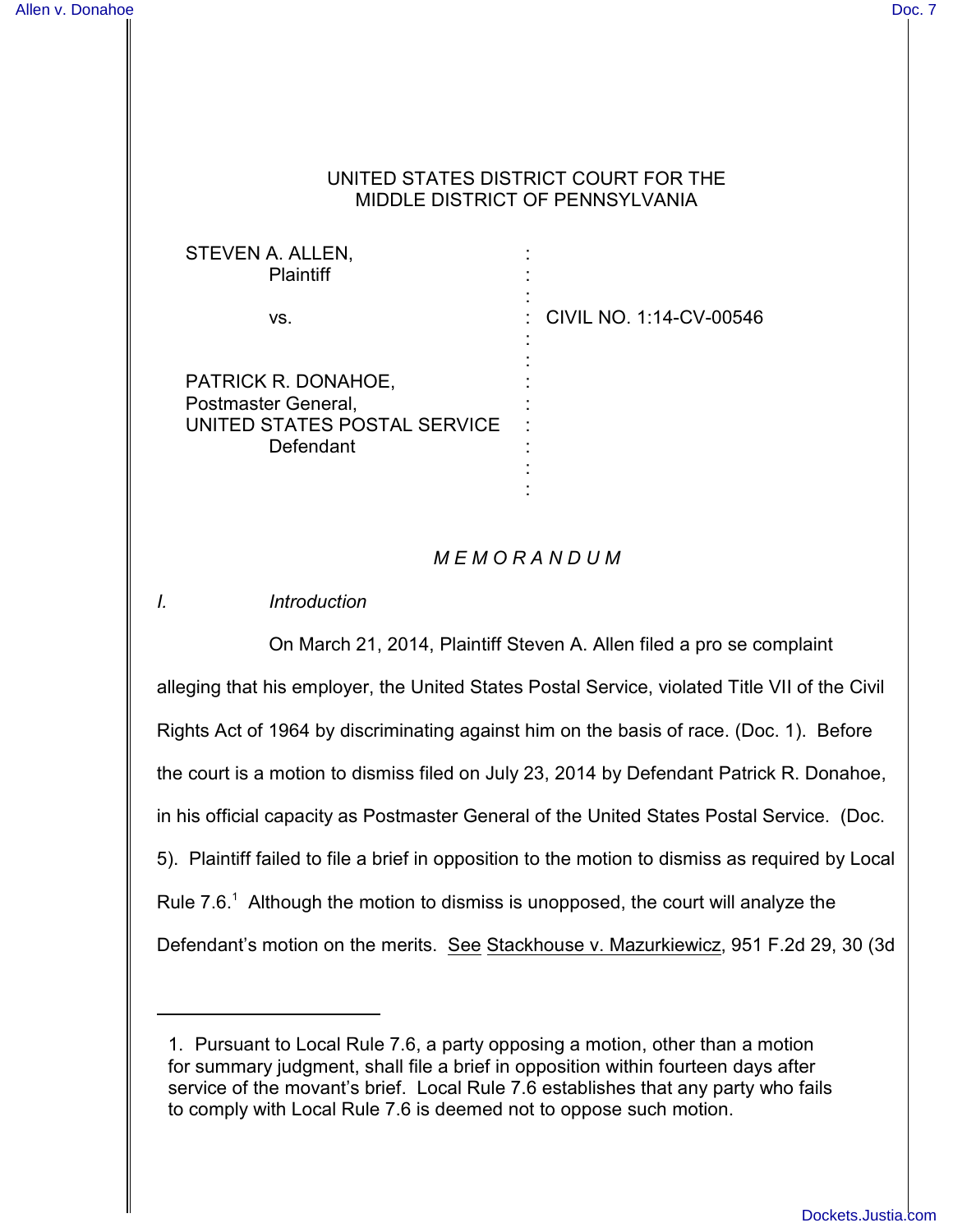UNITED STATES DISTRICT COURT FOR THE
MIDDLE DISTRICT OF PENNSYLVANIA

STEVEN A. ALLEN,
Plaintiff

vs.

PATRICK R. DONAHOE,
Postmaster General,
UNITED STATES POSTAL SERVICE
Defendant

CIVIL NO. 1:14-CV-00546

*M E M O R A N D U M*

## *I. Introduction*

On March 21, 2014, Plaintiff Steven A. Allen filed a pro se complaint alleging that his employer, the United States Postal Service, violated Title VII of the Civil Rights Act of 1964 by discriminating against him on the basis of race. (Doc. 1). Before the court is a motion to dismiss filed on July 23, 2014 by Defendant Patrick R. Donahoe, in his official capacity as Postmaster General of the United States Postal Service. (Doc. 5). Plaintiff failed to file a brief in opposition to the motion to dismiss as required by Local Rule 7.6.[1] Although the motion to dismiss is unopposed, the court will analyze the Defendant's motion on the merits. See Stackhouse v. Mazurkiewicz, 951 F.2d 29, 30 (3d

---

1. Pursuant to Local Rule 7.6, a party opposing a motion, other than a motion for summary judgment, shall file a brief in opposition within fourteen days after service of the movant's brief. Local Rule 7.6 establishes that any party who fails to comply with Local Rule 7.6 is deemed not to oppose such motion.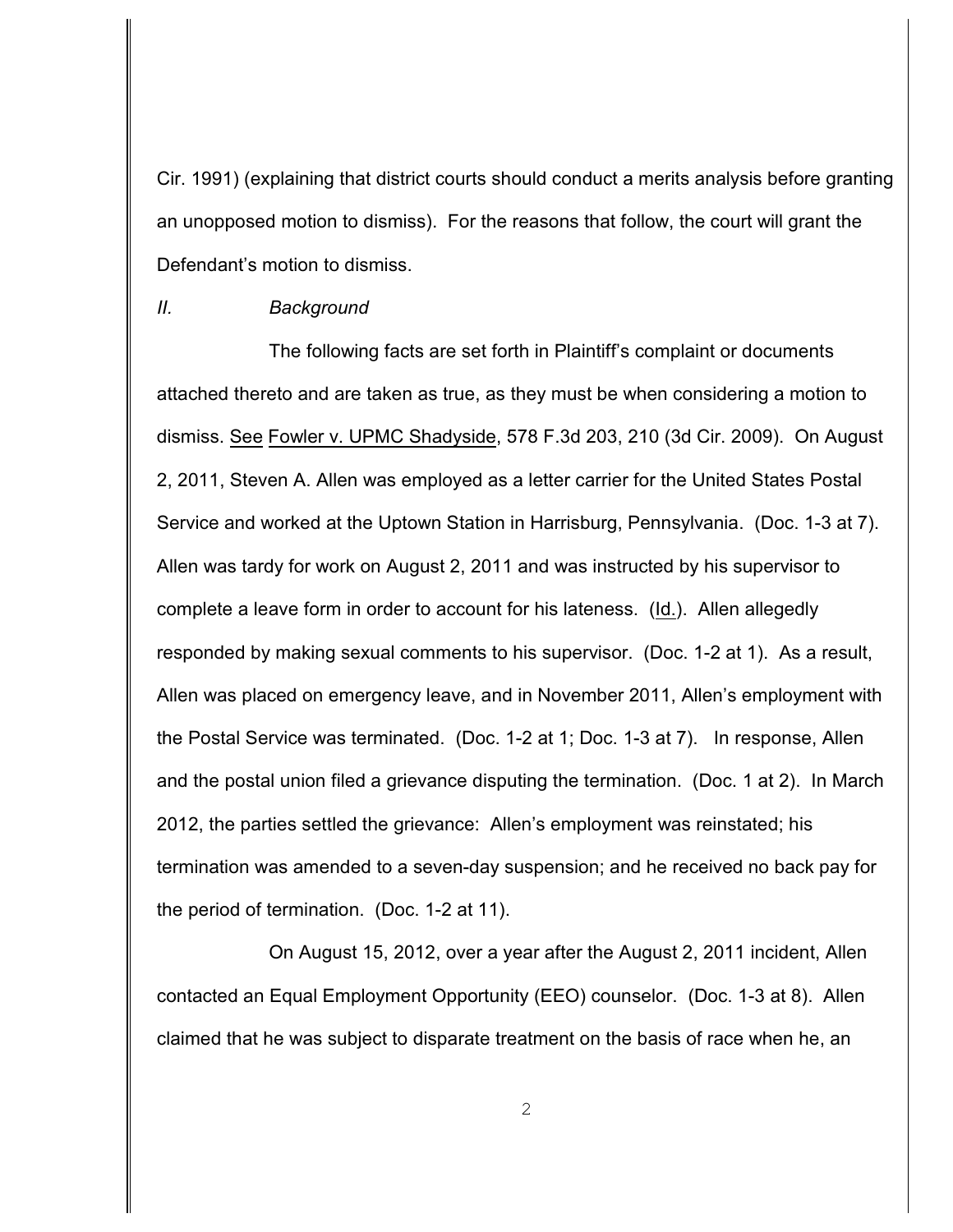Cir. 1991) (explaining that district courts should conduct a merits analysis before granting an unopposed motion to dismiss). For the reasons that follow, the court will grant the Defendant's motion to dismiss.

## *II. Background*

The following facts are set forth in Plaintiff's complaint or documents attached thereto and are taken as true, as they must be when considering a motion to dismiss. See Fowler v. UPMC Shadyside, 578 F.3d 203, 210 (3d Cir. 2009). On August 2, 2011, Steven A. Allen was employed as a letter carrier for the United States Postal Service and worked at the Uptown Station in Harrisburg, Pennsylvania. (Doc. 1-3 at 7). Allen was tardy for work on August 2, 2011 and was instructed by his supervisor to complete a leave form in order to account for his lateness. (Id.). Allen allegedly responded by making sexual comments to his supervisor. (Doc. 1-2 at 1). As a result, Allen was placed on emergency leave, and in November 2011, Allen's employment with the Postal Service was terminated. (Doc. 1-2 at 1; Doc. 1-3 at 7). In response, Allen and the postal union filed a grievance disputing the termination. (Doc. 1 at 2). In March 2012, the parties settled the grievance: Allen's employment was reinstated; his termination was amended to a seven-day suspension; and he received no back pay for the period of termination. (Doc. 1-2 at 11).

On August 15, 2012, over a year after the August 2, 2011 incident, Allen contacted an Equal Employment Opportunity (EEO) counselor. (Doc. 1-3 at 8). Allen claimed that he was subject to disparate treatment on the basis of race when he, an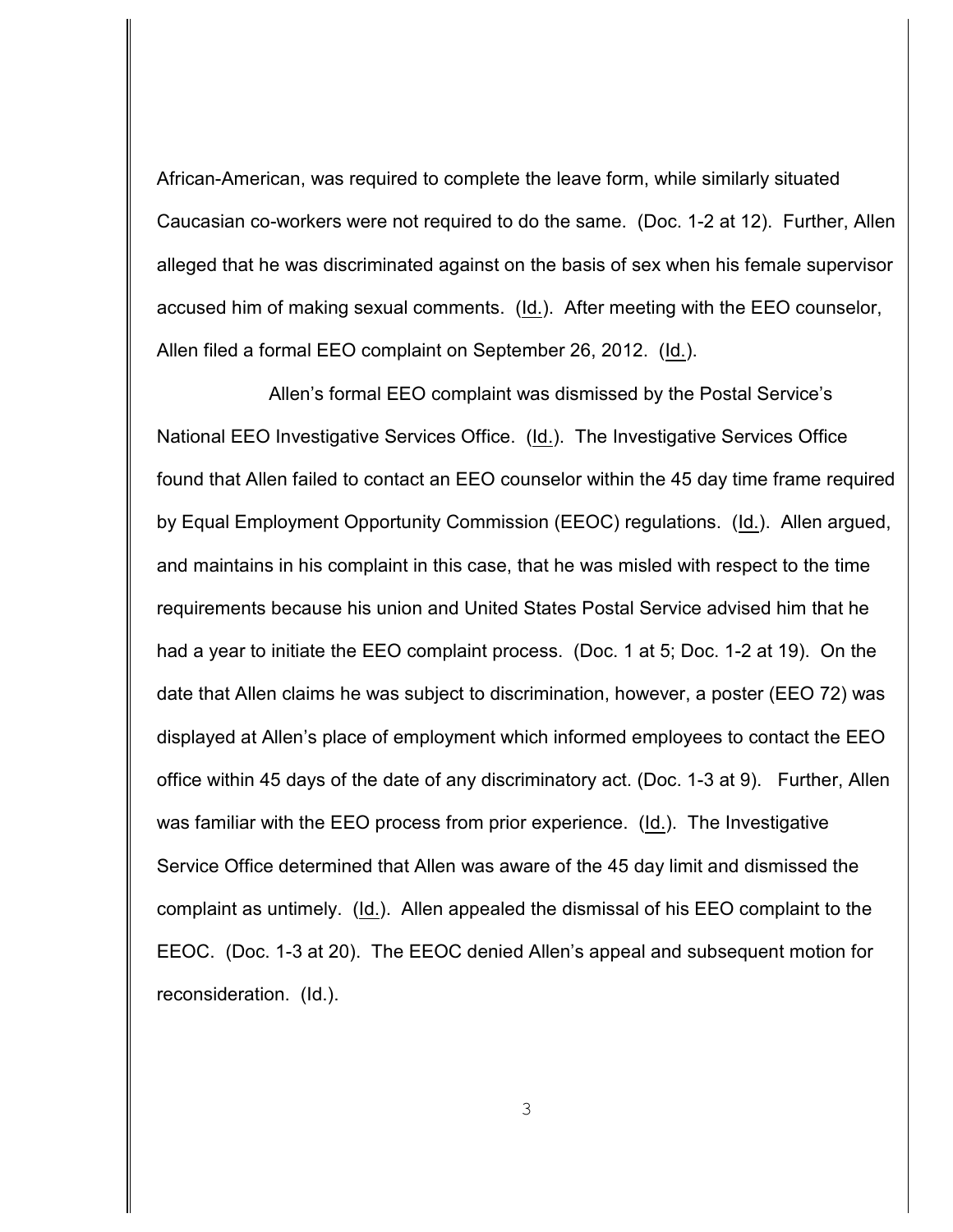African-American, was required to complete the leave form, while similarly situated Caucasian co-workers were not required to do the same. (Doc. 1-2 at 12). Further, Allen alleged that he was discriminated against on the basis of sex when his female supervisor accused him of making sexual comments. (Id.). After meeting with the EEO counselor, Allen filed a formal EEO complaint on September 26, 2012. (Id.).

Allen's formal EEO complaint was dismissed by the Postal Service's National EEO Investigative Services Office. (Id.). The Investigative Services Office found that Allen failed to contact an EEO counselor within the 45 day time frame required by Equal Employment Opportunity Commission (EEOC) regulations. (Id.). Allen argued, and maintains in his complaint in this case, that he was misled with respect to the time requirements because his union and United States Postal Service advised him that he had a year to initiate the EEO complaint process. (Doc. 1 at 5; Doc. 1-2 at 19). On the date that Allen claims he was subject to discrimination, however, a poster (EEO 72) was displayed at Allen's place of employment which informed employees to contact the EEO office within 45 days of the date of any discriminatory act. (Doc. 1-3 at 9). Further, Allen was familiar with the EEO process from prior experience. (Id.). The Investigative Service Office determined that Allen was aware of the 45 day limit and dismissed the complaint as untimely. (Id.). Allen appealed the dismissal of his EEO complaint to the EEOC. (Doc. 1-3 at 20). The EEOC denied Allen's appeal and subsequent motion for reconsideration. (Id.).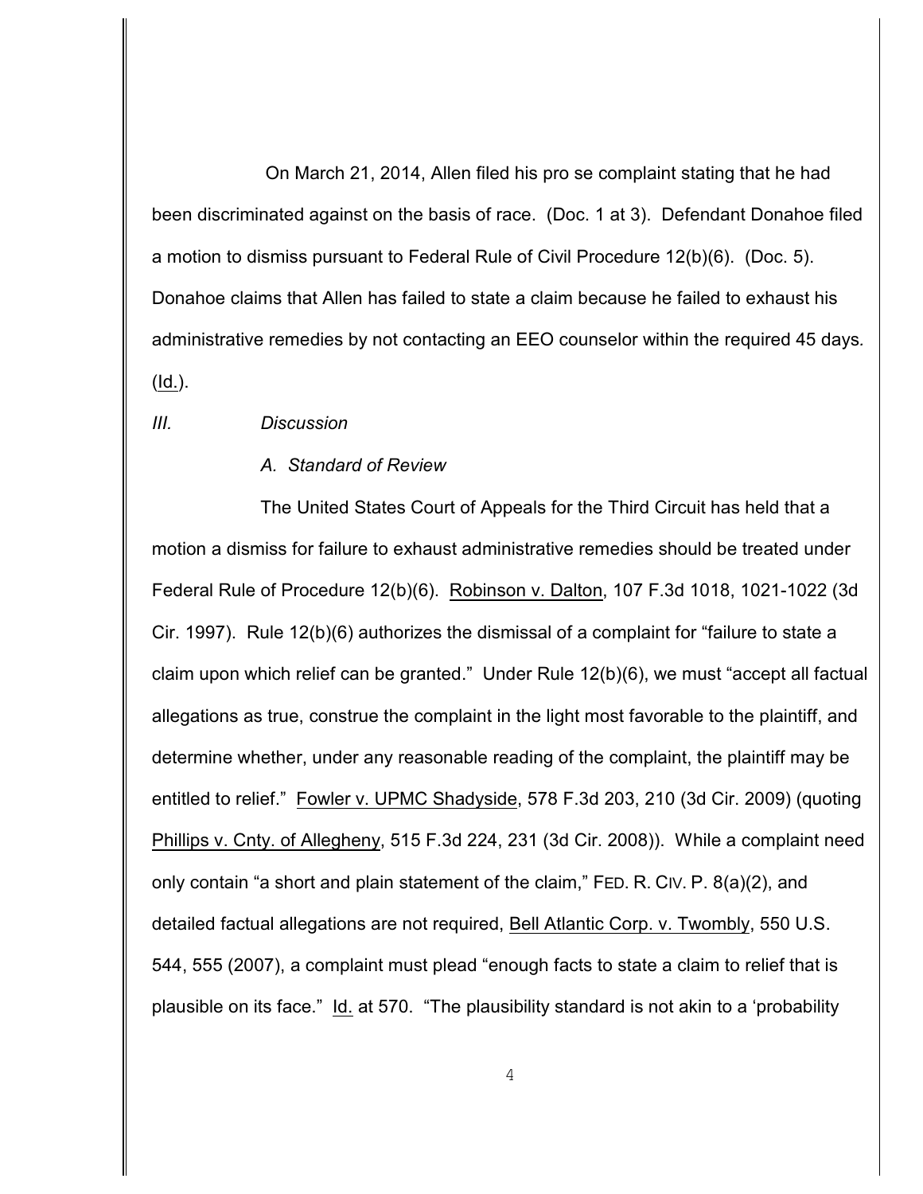On March 21, 2014, Allen filed his pro se complaint stating that he had been discriminated against on the basis of race. (Doc. 1 at 3). Defendant Donahoe filed a motion to dismiss pursuant to Federal Rule of Civil Procedure 12(b)(6). (Doc. 5). Donahoe claims that Allen has failed to state a claim because he failed to exhaust his administrative remedies by not contacting an EEO counselor within the required 45 days. (Id.).

### *III. Discussion*

#### *A. Standard of Review*

The United States Court of Appeals for the Third Circuit has held that a motion a dismiss for failure to exhaust administrative remedies should be treated under Federal Rule of Procedure 12(b)(6). Robinson v. Dalton, 107 F.3d 1018, 1021-1022 (3d Cir. 1997). Rule 12(b)(6) authorizes the dismissal of a complaint for "failure to state a claim upon which relief can be granted." Under Rule 12(b)(6), we must "accept all factual allegations as true, construe the complaint in the light most favorable to the plaintiff, and determine whether, under any reasonable reading of the complaint, the plaintiff may be entitled to relief." Fowler v. UPMC Shadyside, 578 F.3d 203, 210 (3d Cir. 2009) (quoting Phillips v. Cnty. of Allegheny, 515 F.3d 224, 231 (3d Cir. 2008)). While a complaint need only contain "a short and plain statement of the claim," FED. R. CIV. P. 8(a)(2), and detailed factual allegations are not required, Bell Atlantic Corp. v. Twombly, 550 U.S. 544, 555 (2007), a complaint must plead "enough facts to state a claim to relief that is plausible on its face." Id. at 570. "The plausibility standard is not akin to a 'probability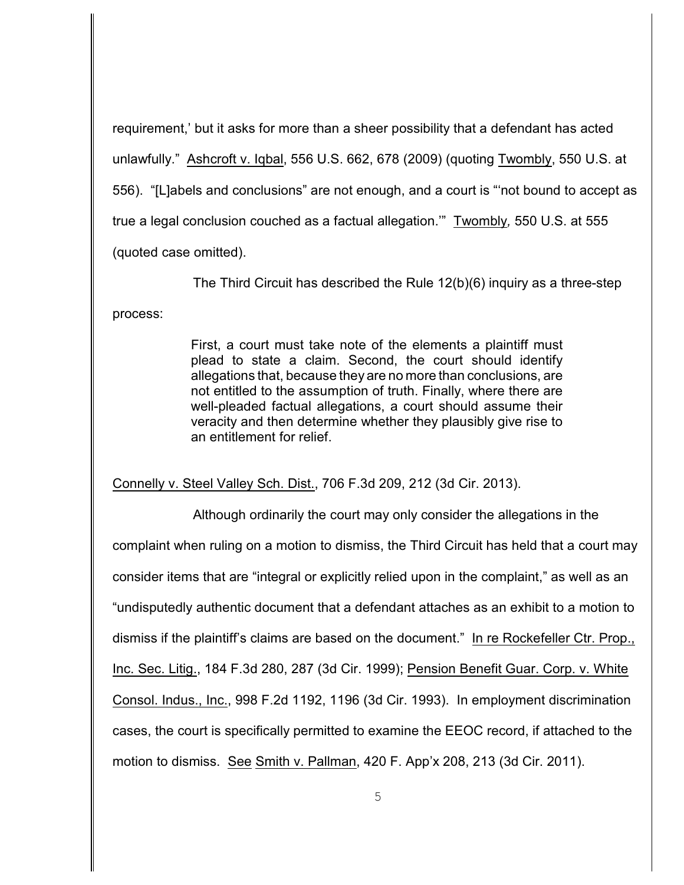requirement,' but it asks for more than a sheer possibility that a defendant has acted unlawfully." Ashcroft v. Iqbal, 556 U.S. 662, 678 (2009) (quoting Twombly, 550 U.S. at 556). "[L]abels and conclusions" are not enough, and a court is "'not bound to accept as true a legal conclusion couched as a factual allegation.'" Twombly, 550 U.S. at 555 (quoted case omitted).

The Third Circuit has described the Rule 12(b)(6) inquiry as a three-step process:

> First, a court must take note of the elements a plaintiff must plead to state a claim. Second, the court should identify allegations that, because they are no more than conclusions, are not entitled to the assumption of truth. Finally, where there are well-pleaded factual allegations, a court should assume their veracity and then determine whether they plausibly give rise to an entitlement for relief.

Connelly v. Steel Valley Sch. Dist., 706 F.3d 209, 212 (3d Cir. 2013).

Although ordinarily the court may only consider the allegations in the complaint when ruling on a motion to dismiss, the Third Circuit has held that a court may consider items that are "integral or explicitly relied upon in the complaint," as well as an "undisputedly authentic document that a defendant attaches as an exhibit to a motion to dismiss if the plaintiff's claims are based on the document." In re Rockefeller Ctr. Prop., Inc. Sec. Litig., 184 F.3d 280, 287 (3d Cir. 1999); Pension Benefit Guar. Corp. v. White Consol. Indus., Inc., 998 F.2d 1192, 1196 (3d Cir. 1993). In employment discrimination cases, the court is specifically permitted to examine the EEOC record, if attached to the motion to dismiss. See Smith v. Pallman, 420 F. App'x 208, 213 (3d Cir. 2011).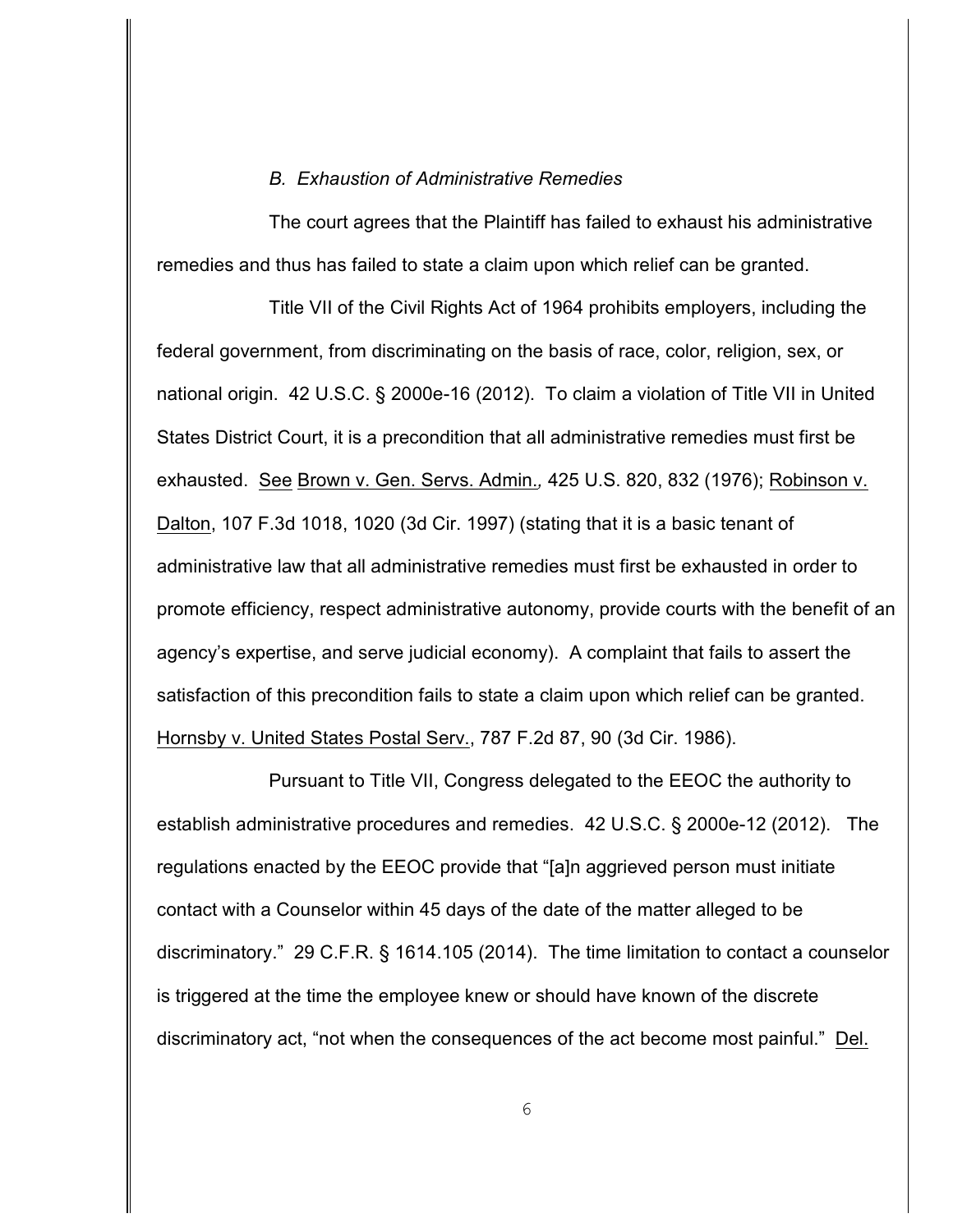### *B. Exhaustion of Administrative Remedies*

The court agrees that the Plaintiff has failed to exhaust his administrative remedies and thus has failed to state a claim upon which relief can be granted.

Title VII of the Civil Rights Act of 1964 prohibits employers, including the federal government, from discriminating on the basis of race, color, religion, sex, or national origin. 42 U.S.C. § 2000e-16 (2012). To claim a violation of Title VII in United States District Court, it is a precondition that all administrative remedies must first be exhausted. See Brown v. Gen. Servs. Admin.*,* 425 U.S. 820, 832 (1976); Robinson v. Dalton, 107 F.3d 1018, 1020 (3d Cir. 1997) (stating that it is a basic tenant of administrative law that all administrative remedies must first be exhausted in order to promote efficiency, respect administrative autonomy, provide courts with the benefit of an agency's expertise, and serve judicial economy). A complaint that fails to assert the satisfaction of this precondition fails to state a claim upon which relief can be granted. Hornsby v. United States Postal Serv., 787 F.2d 87, 90 (3d Cir. 1986).

Pursuant to Title VII, Congress delegated to the EEOC the authority to establish administrative procedures and remedies. 42 U.S.C. § 2000e-12 (2012). The regulations enacted by the EEOC provide that "[a]n aggrieved person must initiate contact with a Counselor within 45 days of the date of the matter alleged to be discriminatory." 29 C.F.R. § 1614.105 (2014). The time limitation to contact a counselor is triggered at the time the employee knew or should have known of the discrete discriminatory act, "not when the consequences of the act become most painful." Del.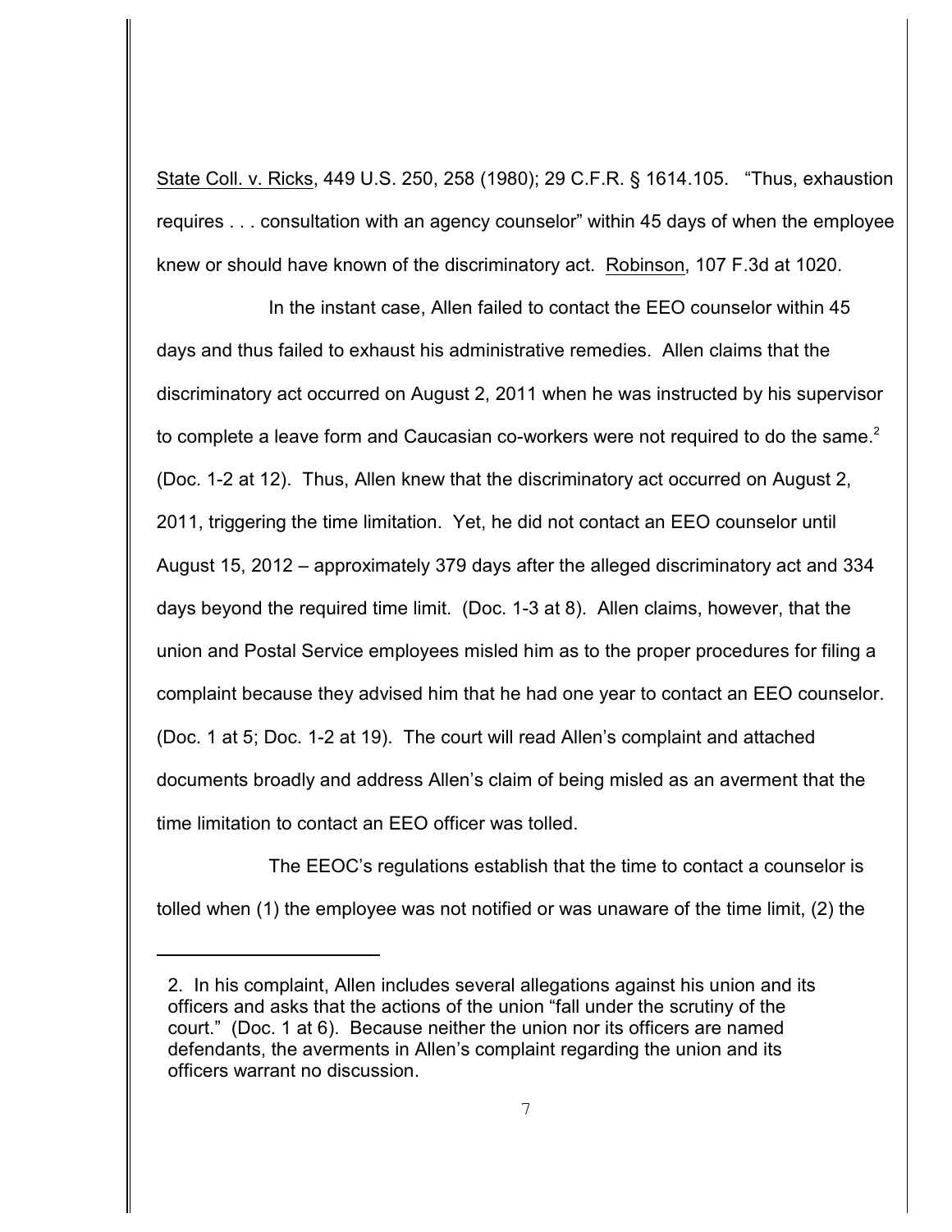State Coll. v. Ricks, 449 U.S. 250, 258 (1980); 29 C.F.R. § 1614.105. "Thus, exhaustion requires . . . consultation with an agency counselor" within 45 days of when the employee knew or should have known of the discriminatory act. Robinson, 107 F.3d at 1020.

In the instant case, Allen failed to contact the EEO counselor within 45 days and thus failed to exhaust his administrative remedies. Allen claims that the discriminatory act occurred on August 2, 2011 when he was instructed by his supervisor to complete a leave form and Caucasian co-workers were not required to do the same.[2] (Doc. 1-2 at 12). Thus, Allen knew that the discriminatory act occurred on August 2, 2011, triggering the time limitation. Yet, he did not contact an EEO counselor until August 15, 2012 – approximately 379 days after the alleged discriminatory act and 334 days beyond the required time limit. (Doc. 1-3 at 8). Allen claims, however, that the union and Postal Service employees misled him as to the proper procedures for filing a complaint because they advised him that he had one year to contact an EEO counselor. (Doc. 1 at 5; Doc. 1-2 at 19). The court will read Allen's complaint and attached documents broadly and address Allen's claim of being misled as an averment that the time limitation to contact an EEO officer was tolled.

The EEOC's regulations establish that the time to contact a counselor is tolled when (1) the employee was not notified or was unaware of the time limit, (2) the

---

2. In his complaint, Allen includes several allegations against his union and its officers and asks that the actions of the union "fall under the scrutiny of the court." (Doc. 1 at 6). Because neither the union nor its officers are named defendants, the averments in Allen's complaint regarding the union and its officers warrant no discussion.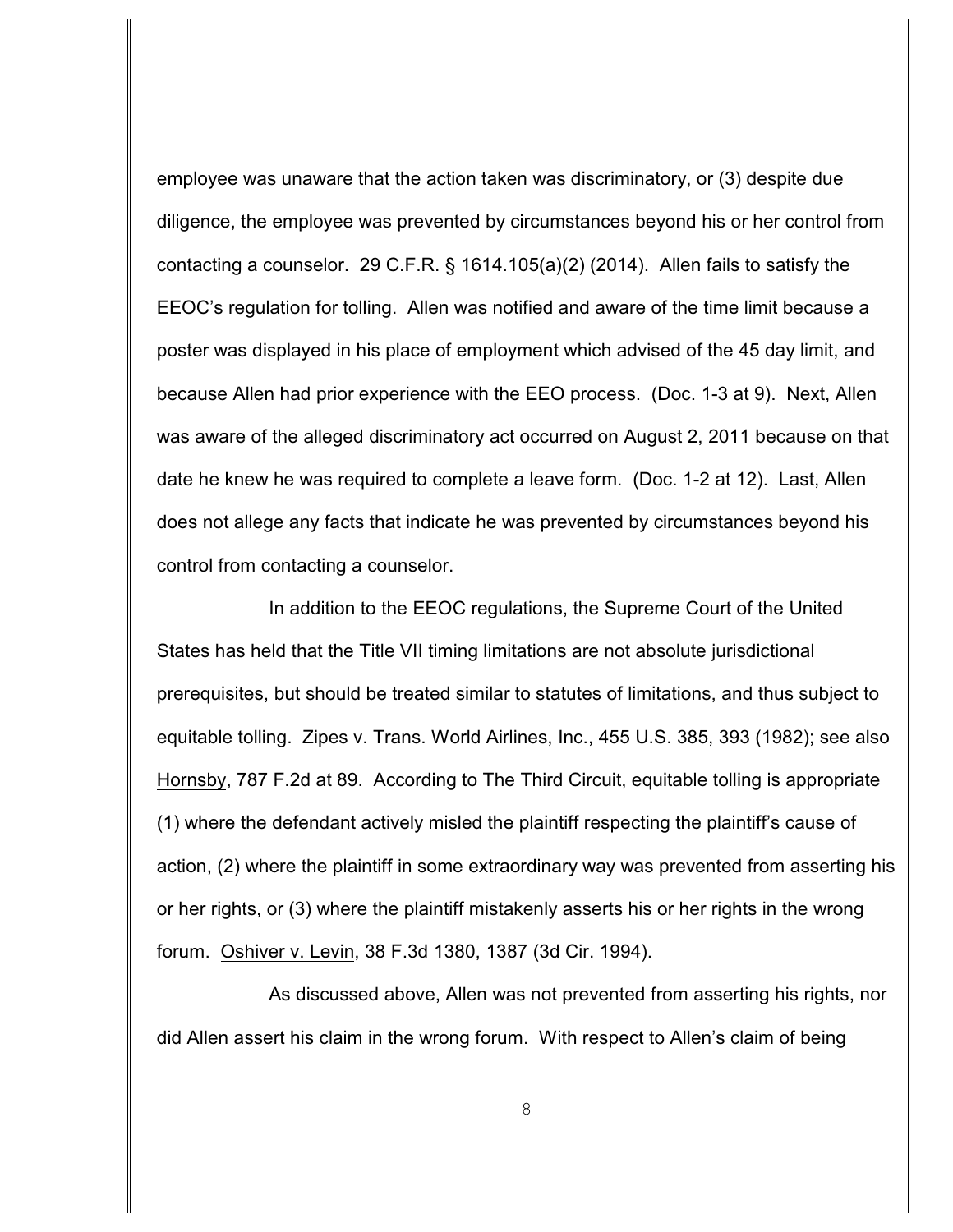employee was unaware that the action taken was discriminatory, or (3) despite due diligence, the employee was prevented by circumstances beyond his or her control from contacting a counselor. 29 C.F.R. § 1614.105(a)(2) (2014). Allen fails to satisfy the EEOC's regulation for tolling. Allen was notified and aware of the time limit because a poster was displayed in his place of employment which advised of the 45 day limit, and because Allen had prior experience with the EEO process. (Doc. 1-3 at 9). Next, Allen was aware of the alleged discriminatory act occurred on August 2, 2011 because on that date he knew he was required to complete a leave form. (Doc. 1-2 at 12). Last, Allen does not allege any facts that indicate he was prevented by circumstances beyond his control from contacting a counselor.

In addition to the EEOC regulations, the Supreme Court of the United States has held that the Title VII timing limitations are not absolute jurisdictional prerequisites, but should be treated similar to statutes of limitations, and thus subject to equitable tolling. Zipes v. Trans. World Airlines, Inc., 455 U.S. 385, 393 (1982); see also Hornsby, 787 F.2d at 89. According to The Third Circuit, equitable tolling is appropriate (1) where the defendant actively misled the plaintiff respecting the plaintiff's cause of action, (2) where the plaintiff in some extraordinary way was prevented from asserting his or her rights, or (3) where the plaintiff mistakenly asserts his or her rights in the wrong forum. Oshiver v. Levin, 38 F.3d 1380, 1387 (3d Cir. 1994).

As discussed above, Allen was not prevented from asserting his rights, nor did Allen assert his claim in the wrong forum. With respect to Allen's claim of being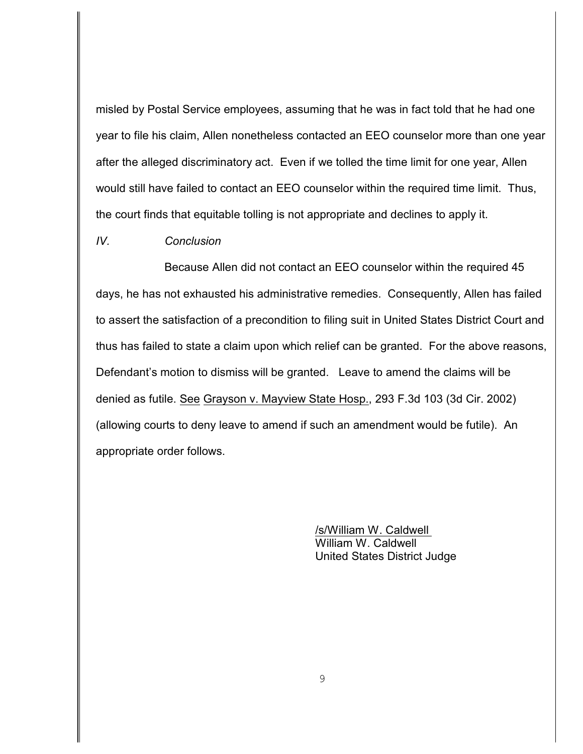misled by Postal Service employees, assuming that he was in fact told that he had one year to file his claim, Allen nonetheless contacted an EEO counselor more than one year after the alleged discriminatory act. Even if we tolled the time limit for one year, Allen would still have failed to contact an EEO counselor within the required time limit. Thus, the court finds that equitable tolling is not appropriate and declines to apply it.

*IV. Conclusion*

Because Allen did not contact an EEO counselor within the required 45 days, he has not exhausted his administrative remedies. Consequently, Allen has failed to assert the satisfaction of a precondition to filing suit in United States District Court and thus has failed to state a claim upon which relief can be granted. For the above reasons, Defendant's motion to dismiss will be granted. Leave to amend the claims will be denied as futile. See Grayson v. Mayview State Hosp., 293 F.3d 103 (3d Cir. 2002) (allowing courts to deny leave to amend if such an amendment would be futile). An appropriate order follows.

/s/William W. Caldwell
William W. Caldwell
United States District Judge